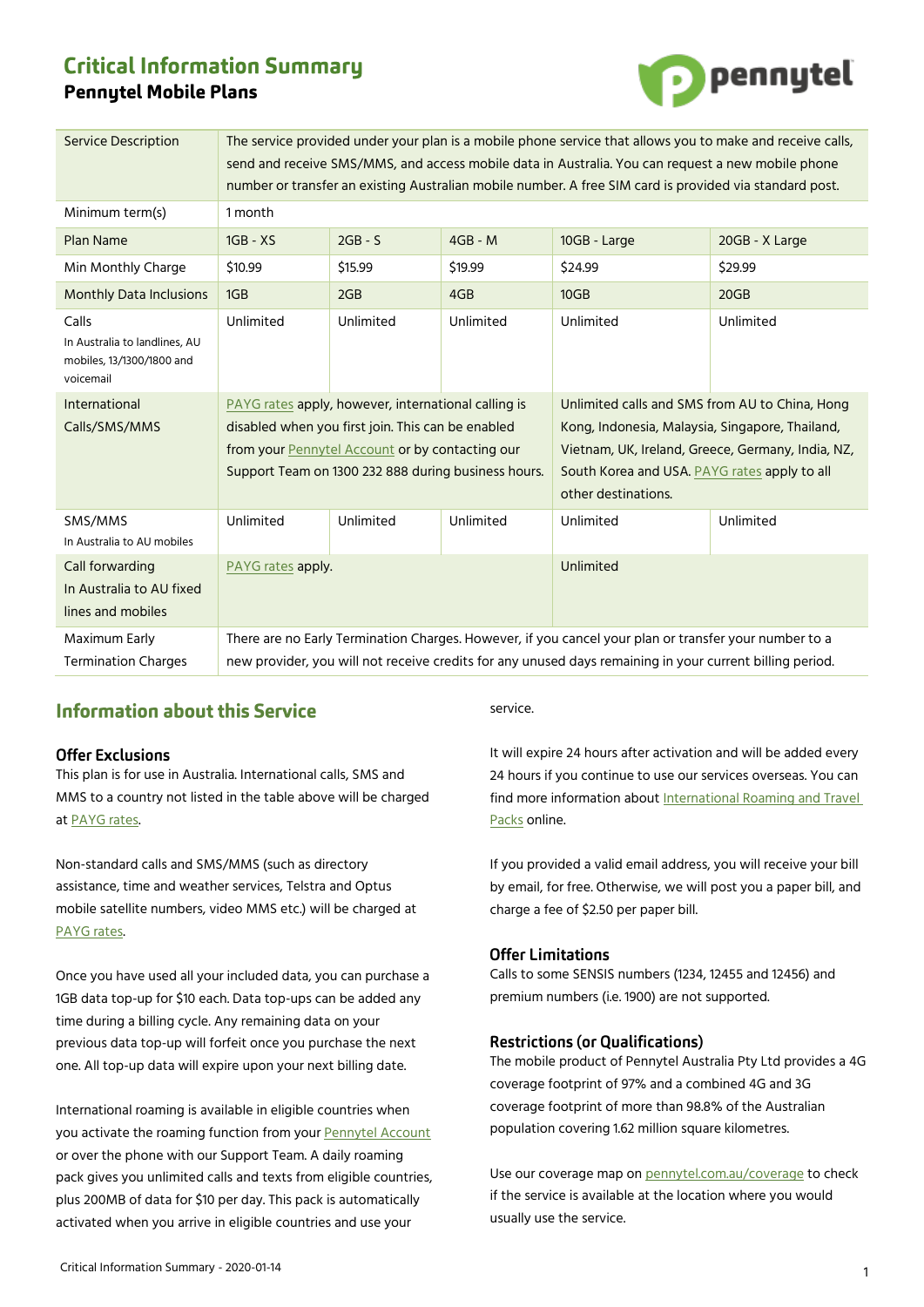# Critical Information Summary

## Pennytel Mobile Plans

| Service Description | The service provided under your plan is a mobile phone service that allows you to make and receive calls, send and receive SMS/MMS, and access mobile data in Australia. You can request a new mobile phone number or transfer an existing Australian mobile number. A free SIM card is provided via standard post. | | | | |
|---|---|---|---|---|---|
| Minimum term(s) | 1 month | | | | |
| Plan Name | 1GB - XS | 2GB - S | 4GB - M | 10GB - Large | 20GB - X Large |
| Min Monthly Charge | $10.99 | $15.99 | $19.99 | $24.99 | $29.99 |
| Monthly Data Inclusions | 1GB | 2GB | 4GB | 10GB | 20GB |
| Calls<br>In Australia to landlines, AU mobiles, 13/1300/1800 and voicemail | Unlimited | Unlimited | Unlimited | Unlimited | Unlimited |
| International Calls/SMS/MMS | PAYG rates apply, however, international calling is disabled when you first join. This can be enabled from your Pennytel Account or by contacting our Support Team on 1300 232 888 during business hours. | | | Unlimited calls and SMS from AU to China, Hong Kong, Indonesia, Malaysia, Singapore, Thailand, Vietnam, UK, Ireland, Greece, Germany, India, NZ, South Korea and USA. PAYG rates apply to all other destinations. | |
| SMS/MMS<br>In Australia to AU mobiles | Unlimited | Unlimited | Unlimited | Unlimited | Unlimited |
| Call forwarding<br>In Australia to AU fixed lines and mobiles | PAYG rates apply. | | | Unlimited | |
| Maximum Early Termination Charges | There are no Early Termination Charges. However, if you cancel your plan or transfer your number to a new provider, you will not receive credits for any unused days remaining in your current billing period. | | | | |

## Information about this Service

### Offer Exclusions

This plan is for use in Australia. International calls, SMS and MMS to a country not listed in the table above will be charged at PAYG rates.

Non-standard calls and SMS/MMS (such as directory assistance, time and weather services, Telstra and Optus mobile satellite numbers, video MMS etc.) will be charged at PAYG rates.

Once you have used all your included data, you can purchase a 1GB data top-up for $10 each. Data top-ups can be added any time during a billing cycle. Any remaining data on your previous data top-up will forfeit once you purchase the next one. All top-up data will expire upon your next billing date.

International roaming is available in eligible countries when you activate the roaming function from your Pennytel Account or over the phone with our Support Team. A daily roaming pack gives you unlimited calls and texts from eligible countries, plus 200MB of data for $10 per day. This pack is automatically activated when you arrive in eligible countries and use your service.

It will expire 24 hours after activation and will be added every 24 hours if you continue to use our services overseas. You can find more information about International Roaming and Travel Packs online.

If you provided a valid email address, you will receive your bill by email, for free. Otherwise, we will post you a paper bill, and charge a fee of $2.50 per paper bill.

### Offer Limitations

Calls to some SENSIS numbers (1234, 12455 and 12456) and premium numbers (i.e. 1900) are not supported.

### Restrictions (or Qualifications)

The mobile product of Pennytel Australia Pty Ltd provides a 4G coverage footprint of 97% and a combined 4G and 3G coverage footprint of more than 98.8% of the Australian population covering 1.62 million square kilometres.

Use our coverage map on pennytel.com.au/coverage to check if the service is available at the location where you would usually use the service.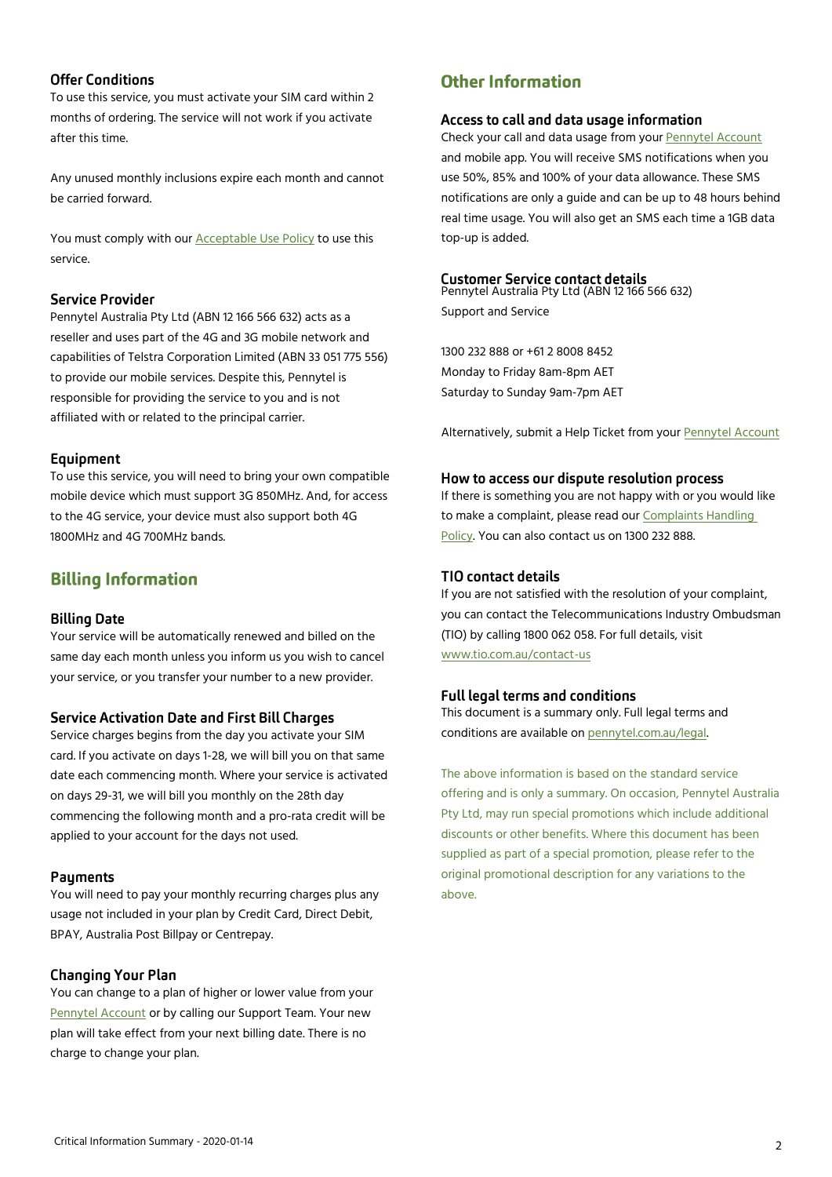### Offer Conditions

To use this service, you must activate your SIM card within 2 months of ordering. The service will not work if you activate after this time.

Any unused monthly inclusions expire each month and cannot be carried forward.

You must comply with our Acceptable Use Policy to use this service.

### Service Provider

Pennytel Australia Pty Ltd (ABN 12 166 566 632) acts as a reseller and uses part of the 4G and 3G mobile network and capabilities of Telstra Corporation Limited (ABN 33 051 775 556) to provide our mobile services. Despite this, Pennytel is responsible for providing the service to you and is not affiliated with or related to the principal carrier.

### Equipment

To use this service, you will need to bring your own compatible mobile device which must support 3G 850MHz. And, for access to the 4G service, your device must also support both 4G 1800MHz and 4G 700MHz bands.

## Billing Information

### Billing Date

Your service will be automatically renewed and billed on the same day each month unless you inform us you wish to cancel your service, or you transfer your number to a new provider.

### Service Activation Date and First Bill Charges

Service charges begins from the day you activate your SIM card. If you activate on days 1-28, we will bill you on that same date each commencing month. Where your service is activated on days 29-31, we will bill you monthly on the 28th day commencing the following month and a pro-rata credit will be applied to your account for the days not used.

### Payments

You will need to pay your monthly recurring charges plus any usage not included in your plan by Credit Card, Direct Debit, BPAY, Australia Post Billpay or Centrepay.

### Changing Your Plan

You can change to a plan of higher or lower value from your Pennytel Account or by calling our Support Team. Your new plan will take effect from your next billing date. There is no charge to change your plan.

## Other Information

### Access to call and data usage information

Check your call and data usage from your Pennytel Account and mobile app. You will receive SMS notifications when you use 50%, 85% and 100% of your data allowance. These SMS notifications are only a guide and can be up to 48 hours behind real time usage. You will also get an SMS each time a 1GB data top-up is added.

### Customer Service contact details

Pennytel Australia Pty Ltd (ABN 12 166 566 632)
Support and Service

1300 232 888 or +61 2 8008 8452
Monday to Friday 8am-8pm AET
Saturday to Sunday 9am-7pm AET

Alternatively, submit a Help Ticket from your Pennytel Account

### How to access our dispute resolution process

If there is something you are not happy with or you would like to make a complaint, please read our Complaints Handling Policy. You can also contact us on 1300 232 888.

### TIO contact details

If you are not satisfied with the resolution of your complaint, you can contact the Telecommunications Industry Ombudsman (TIO) by calling 1800 062 058. For full details, visit www.tio.com.au/contact-us

### Full legal terms and conditions

This document is a summary only. Full legal terms and conditions are available on pennytel.com.au/legal.

The above information is based on the standard service offering and is only a summary. On occasion, Pennytel Australia Pty Ltd, may run special promotions which include additional discounts or other benefits. Where this document has been supplied as part of a special promotion, please refer to the original promotional description for any variations to the above.